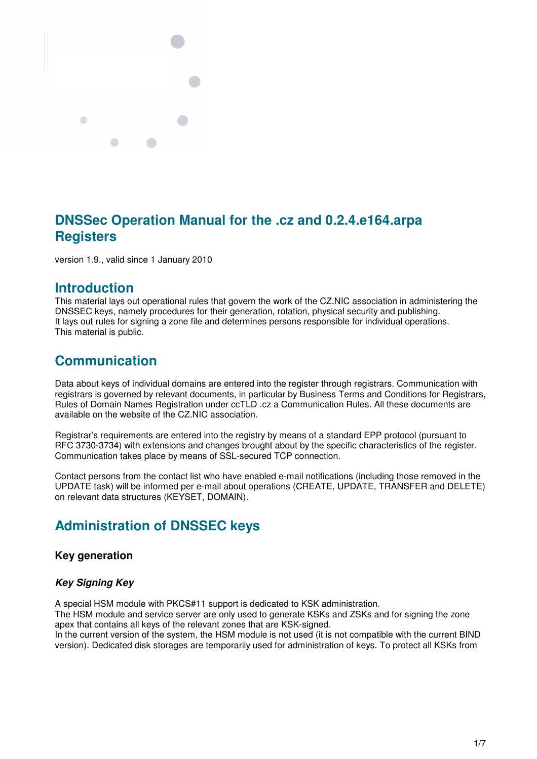# DNSSec Operation Manual for the .cz and 0.2.4.e164.arpa Registers

version 1.9., valid since 1 January 2010

## Introduction

This material lays out operational rules that govern the work of the CZ.NIC association in administering the DNSSEC keys, namely procedures for their generation, rotation, physical security and publishing.
It lays out rules for signing a zone file and determines persons responsible for individual operations.
This material is public.

## Communication

Data about keys of individual domains are entered into the register through registrars. Communication with registrars is governed by relevant documents, in particular by Business Terms and Conditions for Registrars, Rules of Domain Names Registration under ccTLD .cz a Communication Rules. All these documents are available on the website of the CZ.NIC association.

Registrar's requirements are entered into the registry by means of a standard EPP protocol (pursuant to RFC 3730-3734) with extensions and changes brought about by the specific characteristics of the register. Communication takes place by means of SSL-secured TCP connection.

Contact persons from the contact list who have enabled e-mail notifications (including those removed in the UPDATE task) will be informed per e-mail about operations (CREATE, UPDATE, TRANSFER and DELETE) on relevant data structures (KEYSET, DOMAIN).

## Administration of DNSSEC keys

### Key generation

#### *Key Signing Key*

A special HSM module with PKCS#11 support is dedicated to KSK administration.
The HSM module and service server are only used to generate KSKs and ZSKs and for signing the zone apex that contains all keys of the relevant zones that are KSK-signed.
In the current version of the system, the HSM module is not used (it is not compatible with the current BIND version). Dedicated disk storages are temporarily used for administration of keys. To protect all KSKs from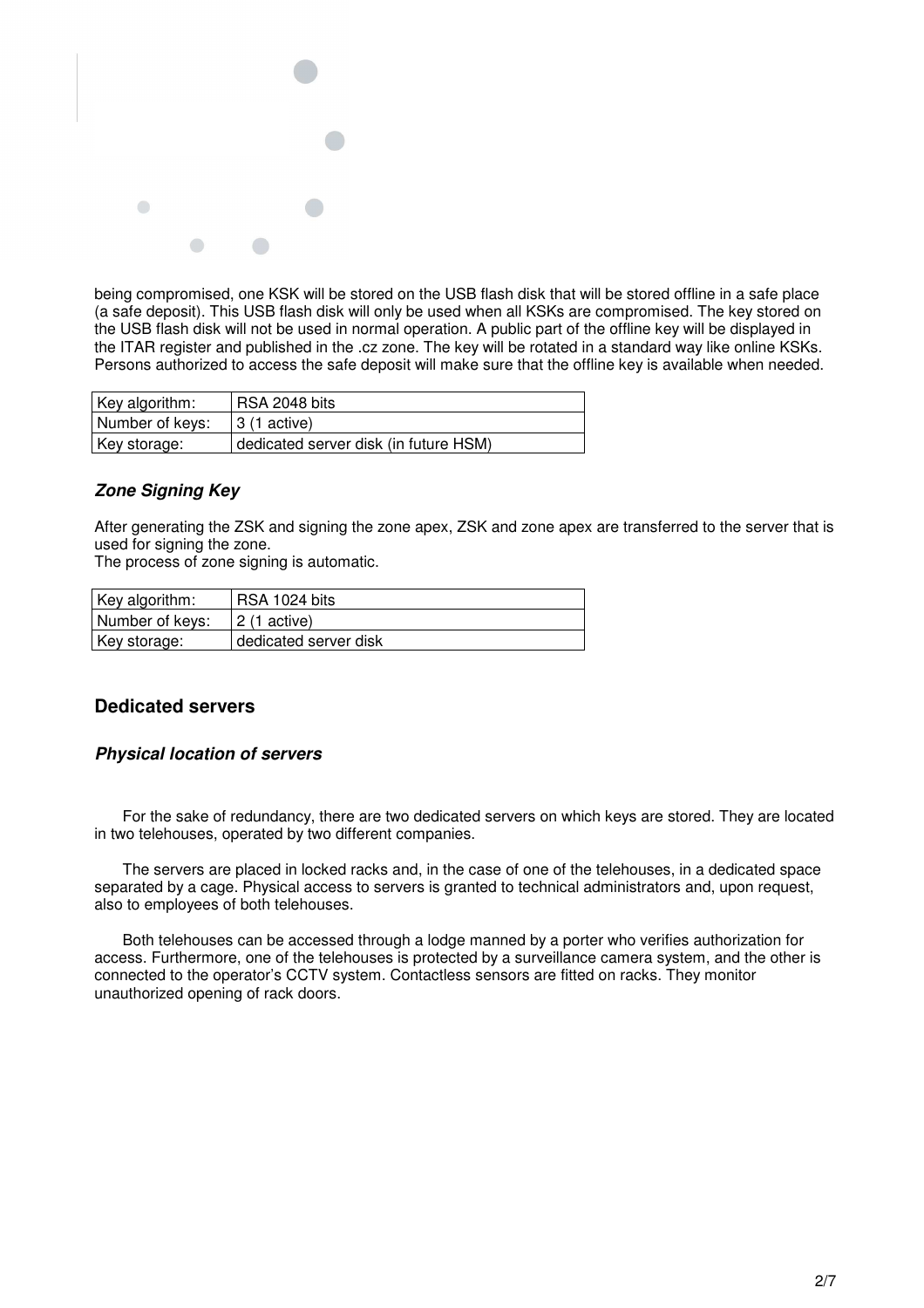being compromised, one KSK will be stored on the USB flash disk that will be stored offline in a safe place (a safe deposit). This USB flash disk will only be used when all KSKs are compromised. The key stored on the USB flash disk will not be used in normal operation. A public part of the offline key will be displayed in the ITAR register and published in the .cz zone. The key will be rotated in a standard way like online KSKs. Persons authorized to access the safe deposit will make sure that the offline key is available when needed.

| Key algorithm: | RSA 2048 bits |
|---|---|
| Number of keys: | 3 (1 active) |
| Key storage: | dedicated server disk (in future HSM) |

### *Zone Signing Key*

After generating the ZSK and signing the zone apex, ZSK and zone apex are transferred to the server that is used for signing the zone.
The process of zone signing is automatic.

| Key algorithm: | RSA 1024 bits |
|---|---|
| Number of keys: | 2 (1 active) |
| Key storage: | dedicated server disk |

## Dedicated servers

### *Physical location of servers*

For the sake of redundancy, there are two dedicated servers on which keys are stored. They are located in two telehouses, operated by two different companies.

The servers are placed in locked racks and, in the case of one of the telehouses, in a dedicated space separated by a cage. Physical access to servers is granted to technical administrators and, upon request, also to employees of both telehouses.

Both telehouses can be accessed through a lodge manned by a porter who verifies authorization for access. Furthermore, one of the telehouses is protected by a surveillance camera system, and the other is connected to the operator's CCTV system. Contactless sensors are fitted on racks. They monitor unauthorized opening of rack doors.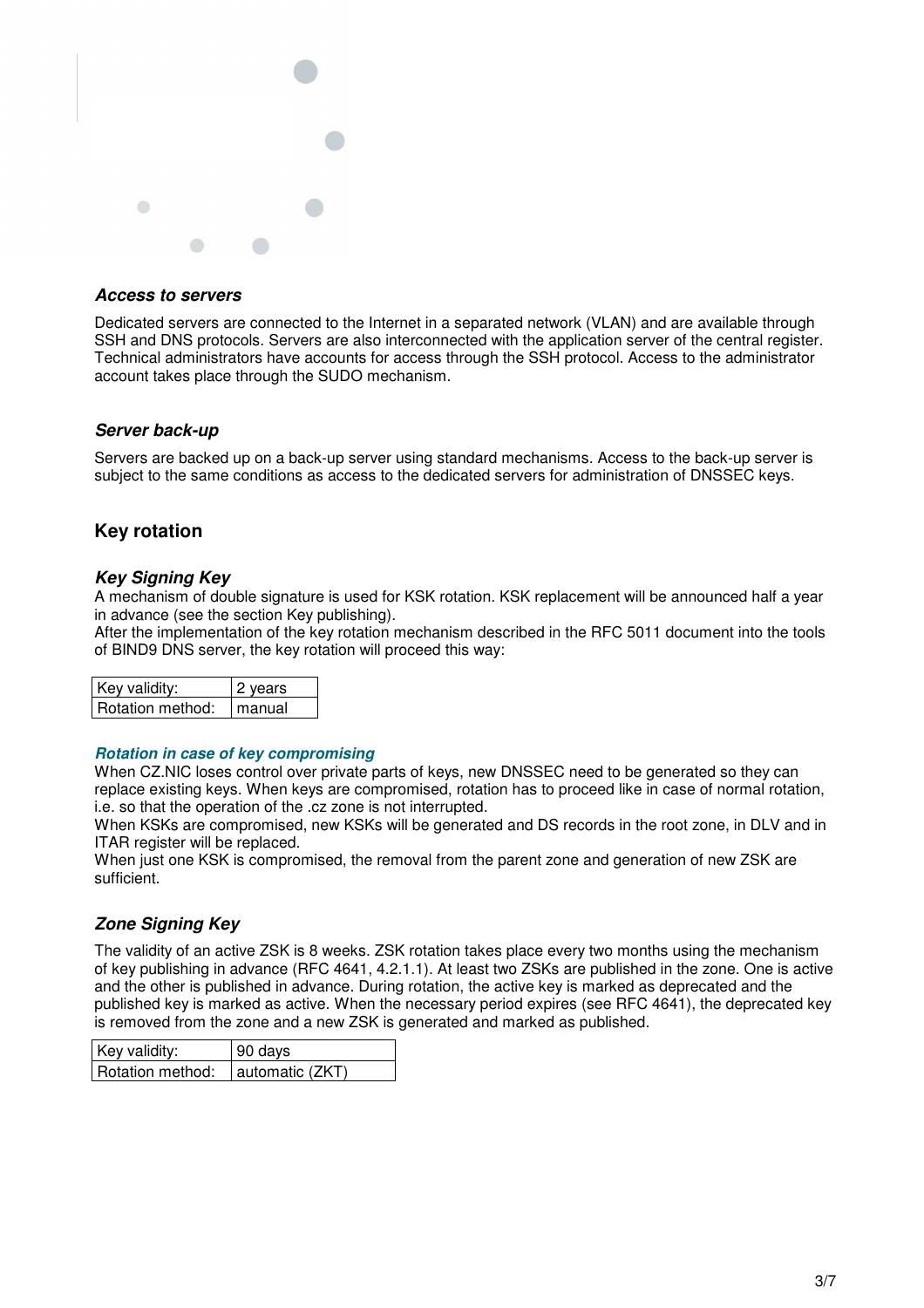### *Access to servers*

Dedicated servers are connected to the Internet in a separated network (VLAN) and are available through SSH and DNS protocols. Servers are also interconnected with the application server of the central register. Technical administrators have accounts for access through the SSH protocol. Access to the administrator account takes place through the SUDO mechanism.

### *Server back-up*

Servers are backed up on a back-up server using standard mechanisms. Access to the back-up server is subject to the same conditions as access to the dedicated servers for administration of DNSSEC keys.

## Key rotation

### *Key Signing Key*

A mechanism of double signature is used for KSK rotation. KSK replacement will be announced half a year in advance (see the section Key publishing).
After the implementation of the key rotation mechanism described in the RFC 5011 document into the tools of BIND9 DNS server, the key rotation will proceed this way:

| Key validity: | 2 years |
|---|---|
| Rotation method: | manual |

#### *Rotation in case of key compromising*

When CZ.NIC loses control over private parts of keys, new DNSSEC need to be generated so they can replace existing keys. When keys are compromised, rotation has to proceed like in case of normal rotation, i.e. so that the operation of the .cz zone is not interrupted.
When KSKs are compromised, new KSKs will be generated and DS records in the root zone, in DLV and in ITAR register will be replaced.
When just one KSK is compromised, the removal from the parent zone and generation of new ZSK are sufficient.

### *Zone Signing Key*

The validity of an active ZSK is 8 weeks. ZSK rotation takes place every two months using the mechanism of key publishing in advance (RFC 4641, 4.2.1.1). At least two ZSKs are published in the zone. One is active and the other is published in advance. During rotation, the active key is marked as deprecated and the published key is marked as active. When the necessary period expires (see RFC 4641), the deprecated key is removed from the zone and a new ZSK is generated and marked as published.

| Key validity: | 90 days |
|---|---|
| Rotation method: | automatic (ZKT) |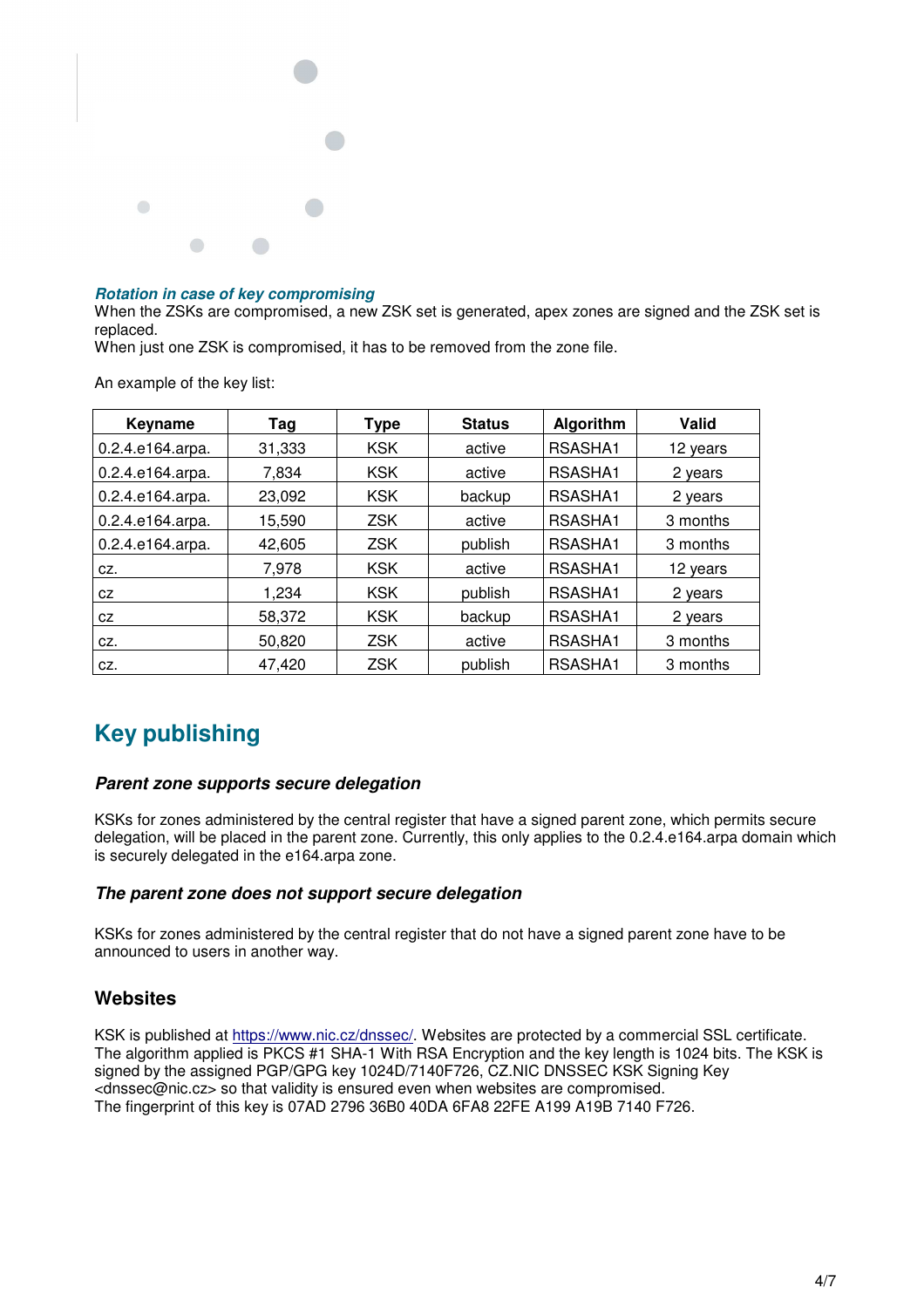### *Rotation in case of key compromising*

When the ZSKs are compromised, a new ZSK set is generated, apex zones are signed and the ZSK set is replaced.
When just one ZSK is compromised, it has to be removed from the zone file.

An example of the key list:

| Keyname | Tag | Type | Status | Algorithm | Valid |
|---|---|---|---|---|---|
| 0.2.4.e164.arpa. | 31,333 | KSK | active | RSASHA1 | 12 years |
| 0.2.4.e164.arpa. | 7,834 | KSK | active | RSASHA1 | 2 years |
| 0.2.4.e164.arpa. | 23,092 | KSK | backup | RSASHA1 | 2 years |
| 0.2.4.e164.arpa. | 15,590 | ZSK | active | RSASHA1 | 3 months |
| 0.2.4.e164.arpa. | 42,605 | ZSK | publish | RSASHA1 | 3 months |
| cz. | 7,978 | KSK | active | RSASHA1 | 12 years |
| cz | 1,234 | KSK | publish | RSASHA1 | 2 years |
| cz | 58,372 | KSK | backup | RSASHA1 | 2 years |
| cz. | 50,820 | ZSK | active | RSASHA1 | 3 months |
| cz. | 47,420 | ZSK | publish | RSASHA1 | 3 months |

## Key publishing

### *Parent zone supports secure delegation*

KSKs for zones administered by the central register that have a signed parent zone, which permits secure delegation, will be placed in the parent zone. Currently, this only applies to the 0.2.4.e164.arpa domain which is securely delegated in the e164.arpa zone.

### *The parent zone does not support secure delegation*

KSKs for zones administered by the central register that do not have a signed parent zone have to be announced to users in another way.

### Websites

KSK is published at https://www.nic.cz/dnssec/. Websites are protected by a commercial SSL certificate. The algorithm applied is PKCS #1 SHA-1 With RSA Encryption and the key length is 1024 bits. The KSK is signed by the assigned PGP/GPG key 1024D/7140F726, CZ.NIC DNSSEC KSK Signing Key <dnssec@nic.cz> so that validity is ensured even when websites are compromised.
The fingerprint of this key is 07AD 2796 36B0 40DA 6FA8 22FE A199 A19B 7140 F726.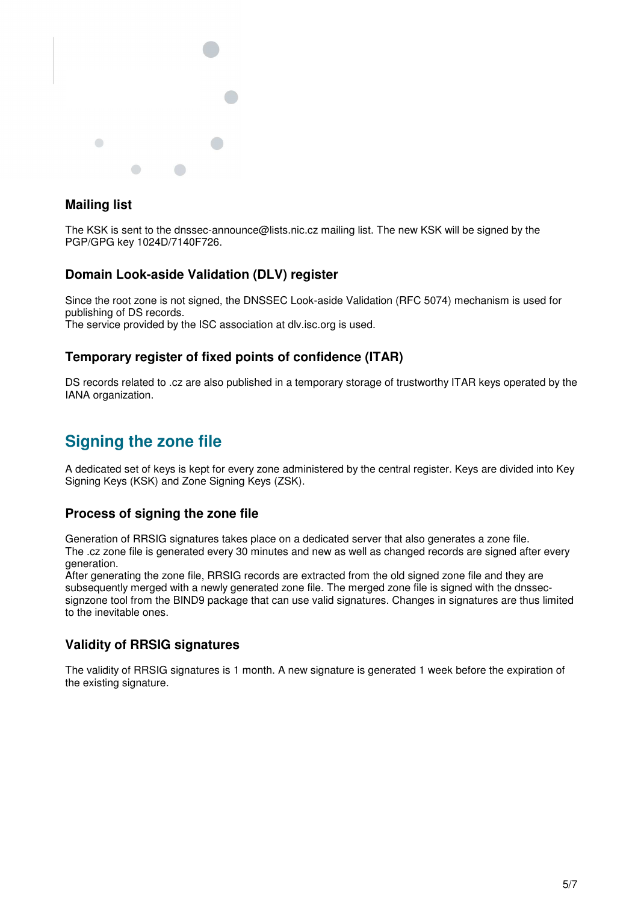### Mailing list

The KSK is sent to the dnssec-announce@lists.nic.cz mailing list. The new KSK will be signed by the PGP/GPG key 1024D/7140F726.

### Domain Look-aside Validation (DLV) register

Since the root zone is not signed, the DNSSEC Look-aside Validation (RFC 5074) mechanism is used for publishing of DS records.
The service provided by the ISC association at dlv.isc.org is used.

### Temporary register of fixed points of confidence (ITAR)

DS records related to .cz are also published in a temporary storage of trustworthy ITAR keys operated by the IANA organization.

## Signing the zone file

A dedicated set of keys is kept for every zone administered by the central register. Keys are divided into Key Signing Keys (KSK) and Zone Signing Keys (ZSK).

### Process of signing the zone file

Generation of RRSIG signatures takes place on a dedicated server that also generates a zone file.
The .cz zone file is generated every 30 minutes and new as well as changed records are signed after every generation.
After generating the zone file, RRSIG records are extracted from the old signed zone file and they are subsequently merged with a newly generated zone file. The merged zone file is signed with the dnssec-signzone tool from the BIND9 package that can use valid signatures. Changes in signatures are thus limited to the inevitable ones.

### Validity of RRSIG signatures

The validity of RRSIG signatures is 1 month. A new signature is generated 1 week before the expiration of the existing signature.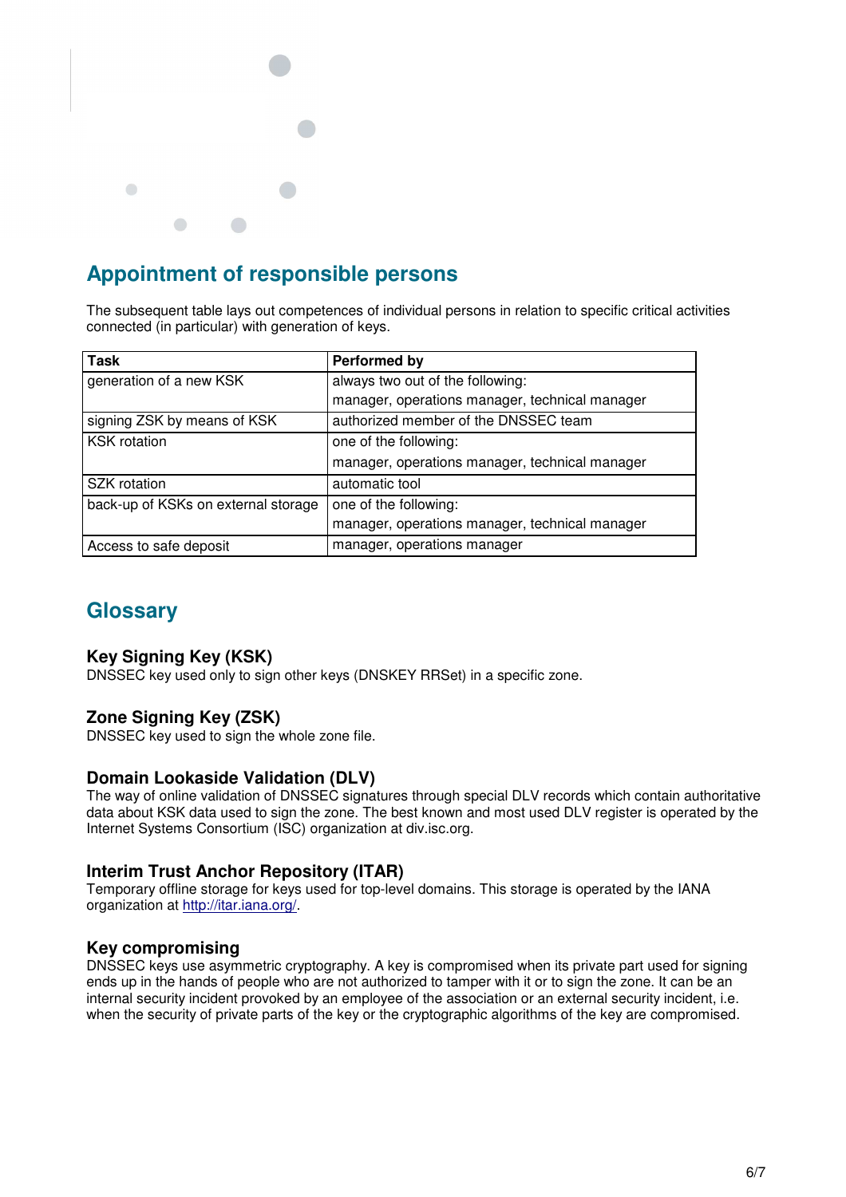## Appointment of responsible persons

The subsequent table lays out competences of individual persons in relation to specific critical activities connected (in particular) with generation of keys.

| Task | Performed by |
|---|---|
| generation of a new KSK | always two out of the following:<br>manager, operations manager, technical manager |
| signing ZSK by means of KSK | authorized member of the DNSSEC team |
| KSK rotation | one of the following:<br>manager, operations manager, technical manager |
| SZK rotation | automatic tool |
| back-up of KSKs on external storage | one of the following:<br>manager, operations manager, technical manager |
| Access to safe deposit | manager, operations manager |

## Glossary

### Key Signing Key (KSK)

DNSSEC key used only to sign other keys (DNSKEY RRSet) in a specific zone.

### Zone Signing Key (ZSK)

DNSSEC key used to sign the whole zone file.

### Domain Lookaside Validation (DLV)

The way of online validation of DNSSEC signatures through special DLV records which contain authoritative data about KSK data used to sign the zone. The best known and most used DLV register is operated by the Internet Systems Consortium (ISC) organization at div.isc.org.

### Interim Trust Anchor Repository (ITAR)

Temporary offline storage for keys used for top-level domains. This storage is operated by the IANA organization at http://itar.iana.org/.

### Key compromising

DNSSEC keys use asymmetric cryptography. A key is compromised when its private part used for signing ends up in the hands of people who are not authorized to tamper with it or to sign the zone. It can be an internal security incident provoked by an employee of the association or an external security incident, i.e. when the security of private parts of the key or the cryptographic algorithms of the key are compromised.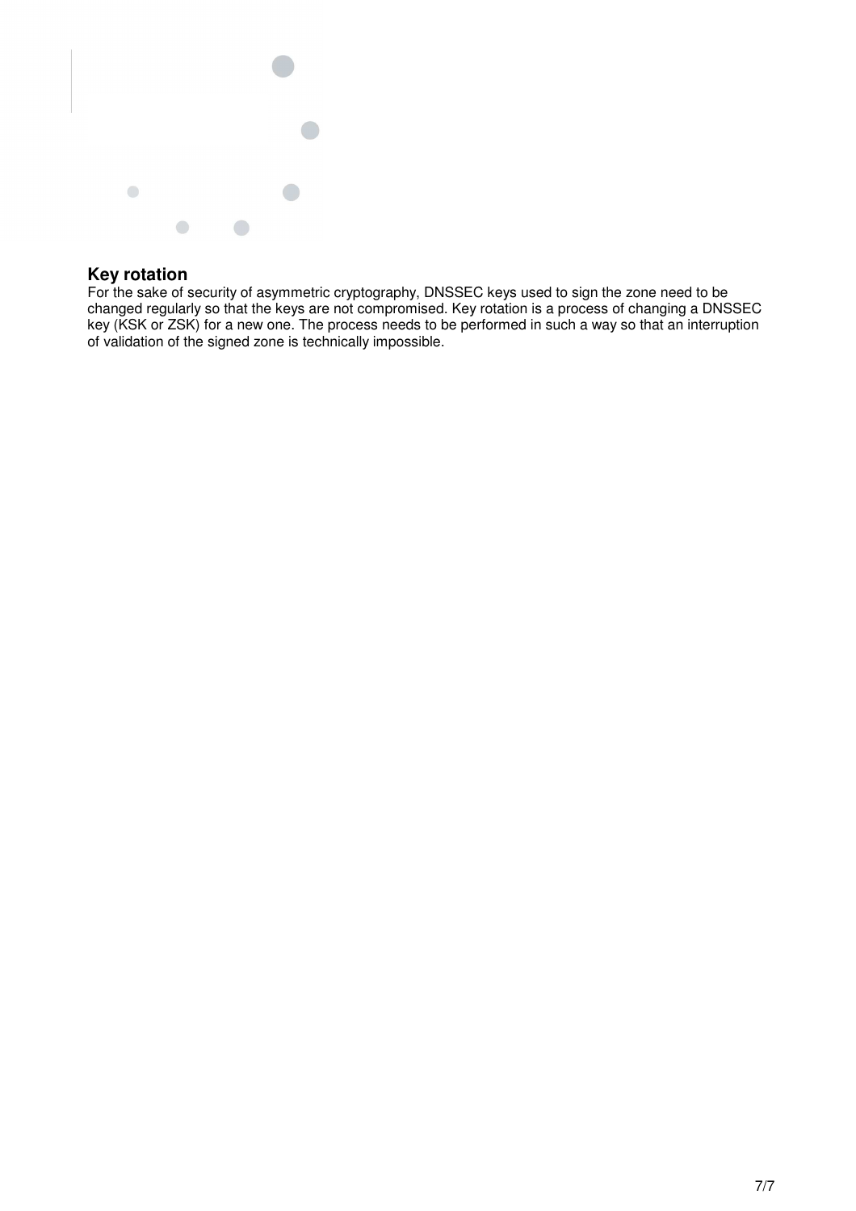### Key rotation

For the sake of security of asymmetric cryptography, DNSSEC keys used to sign the zone need to be changed regularly so that the keys are not compromised. Key rotation is a process of changing a DNSSEC key (KSK or ZSK) for a new one. The process needs to be performed in such a way so that an interruption of validation of the signed zone is technically impossible.